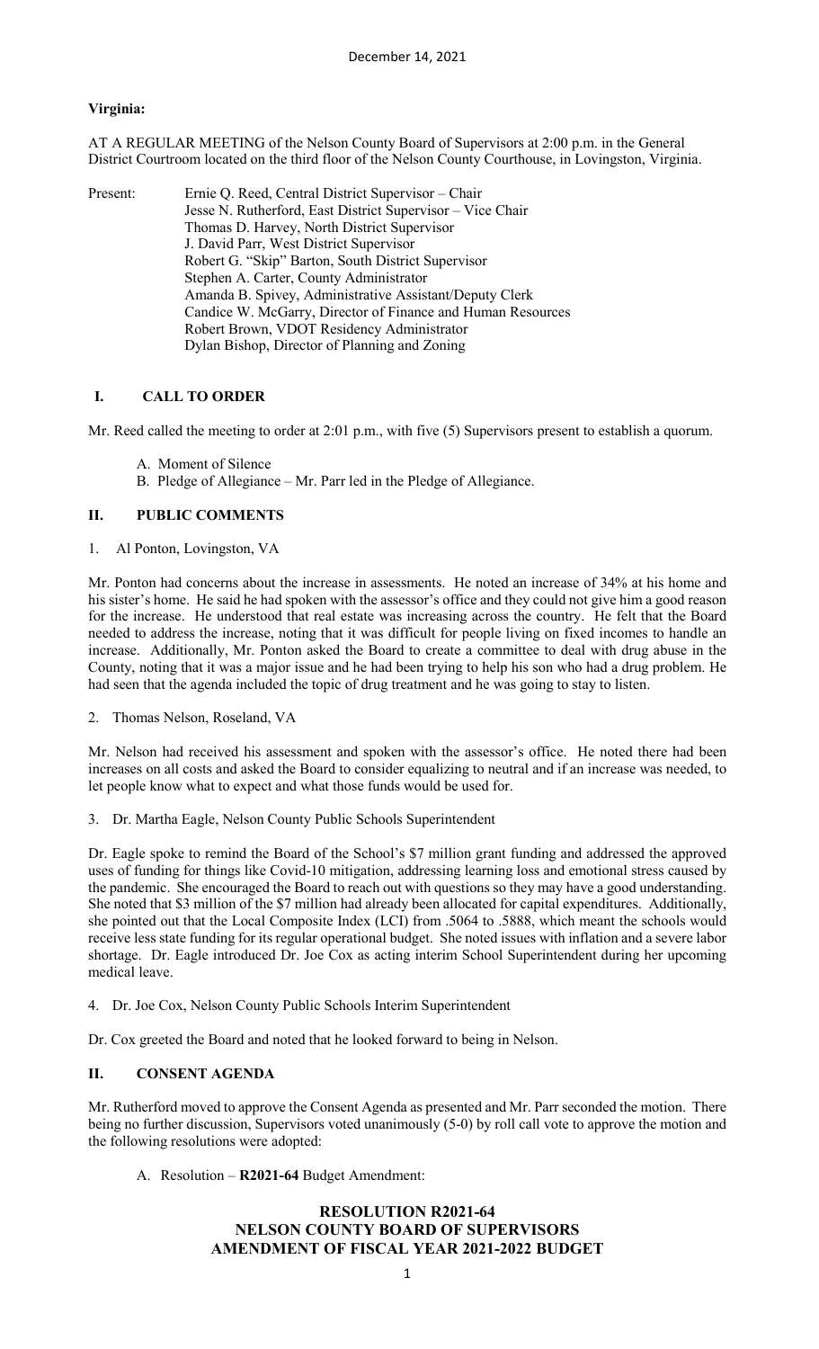December 14, 2021

**Virginia:**

AT A REGULAR MEETING of the Nelson County Board of Supervisors at 2:00 p.m. in the General District Courtroom located on the third floor of the Nelson County Courthouse, in Lovingston, Virginia.

Present: Ernie Q. Reed, Central District Supervisor – Chair
Jesse N. Rutherford, East District Supervisor – Vice Chair
Thomas D. Harvey, North District Supervisor
J. David Parr, West District Supervisor
Robert G. "Skip" Barton, South District Supervisor
Stephen A. Carter, County Administrator
Amanda B. Spivey, Administrative Assistant/Deputy Clerk
Candice W. McGarry, Director of Finance and Human Resources
Robert Brown, VDOT Residency Administrator
Dylan Bishop, Director of Planning and Zoning

## I. CALL TO ORDER

Mr. Reed called the meeting to order at 2:01 p.m., with five (5) Supervisors present to establish a quorum.

A. Moment of Silence
B. Pledge of Allegiance – Mr. Parr led in the Pledge of Allegiance.

## II. PUBLIC COMMENTS

1. Al Ponton, Lovingston, VA

Mr. Ponton had concerns about the increase in assessments. He noted an increase of 34% at his home and his sister's home. He said he had spoken with the assessor's office and they could not give him a good reason for the increase. He understood that real estate was increasing across the country. He felt that the Board needed to address the increase, noting that it was difficult for people living on fixed incomes to handle an increase. Additionally, Mr. Ponton asked the Board to create a committee to deal with drug abuse in the County, noting that it was a major issue and he had been trying to help his son who had a drug problem. He had seen that the agenda included the topic of drug treatment and he was going to stay to listen.

2. Thomas Nelson, Roseland, VA

Mr. Nelson had received his assessment and spoken with the assessor's office. He noted there had been increases on all costs and asked the Board to consider equalizing to neutral and if an increase was needed, to let people know what to expect and what those funds would be used for.

3. Dr. Martha Eagle, Nelson County Public Schools Superintendent

Dr. Eagle spoke to remind the Board of the School's $7 million grant funding and addressed the approved uses of funding for things like Covid-10 mitigation, addressing learning loss and emotional stress caused by the pandemic. She encouraged the Board to reach out with questions so they may have a good understanding. She noted that $3 million of the $7 million had already been allocated for capital expenditures. Additionally, she pointed out that the Local Composite Index (LCI) from .5064 to .5888, which meant the schools would receive less state funding for its regular operational budget. She noted issues with inflation and a severe labor shortage. Dr. Eagle introduced Dr. Joe Cox as acting interim School Superintendent during her upcoming medical leave.

4. Dr. Joe Cox, Nelson County Public Schools Interim Superintendent

Dr. Cox greeted the Board and noted that he looked forward to being in Nelson.

## II. CONSENT AGENDA

Mr. Rutherford moved to approve the Consent Agenda as presented and Mr. Parr seconded the motion. There being no further discussion, Supervisors voted unanimously (5-0) by roll call vote to approve the motion and the following resolutions were adopted:

A. Resolution – **R2021-64** Budget Amendment:

### RESOLUTION R2021-64
### NELSON COUNTY BOARD OF SUPERVISORS
### AMENDMENT OF FISCAL YEAR 2021-2022 BUDGET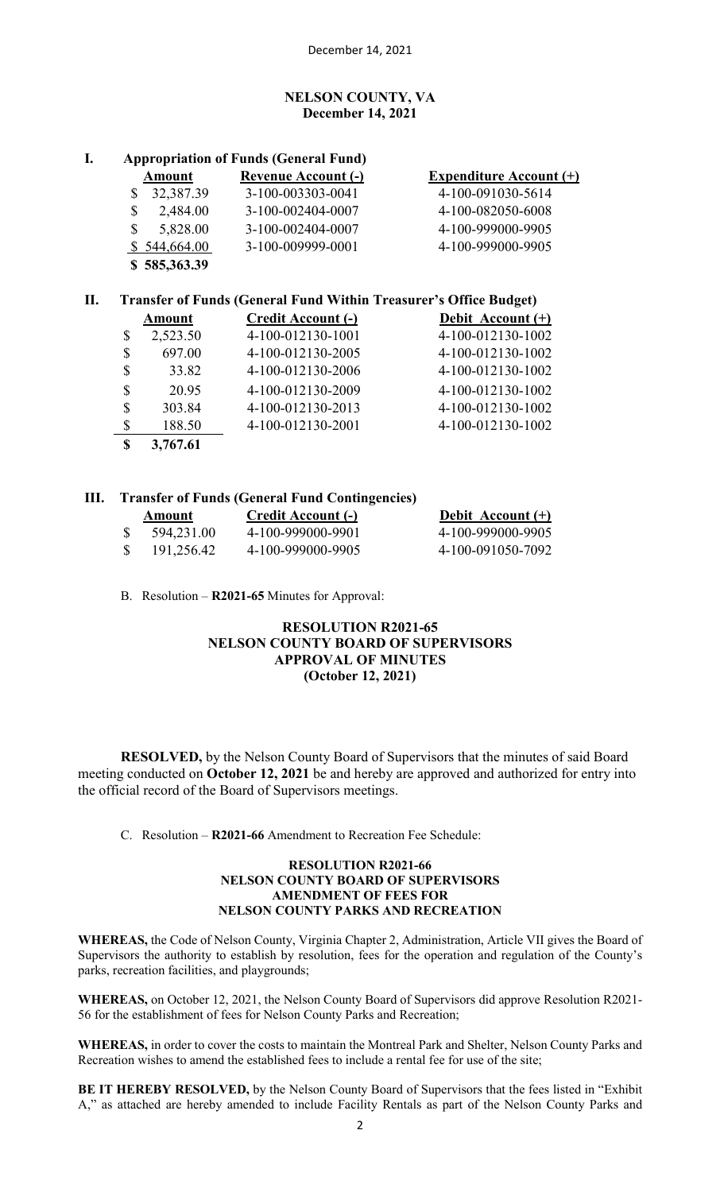**NELSON COUNTY, VA**
**December 14, 2021**

**I. Appropriation of Funds (General Fund)**

| Amount | Revenue Account (-) | Expenditure Account (+) |
|---|---|---|
| $ 32,387.39 | 3-100-003303-0041 | 4-100-091030-5614 |
| $ 2,484.00 | 3-100-002404-0007 | 4-100-082050-6008 |
| $ 5,828.00 | 3-100-002404-0007 | 4-100-999000-9905 |
| $ 544,664.00 | 3-100-009999-0001 | 4-100-999000-9905 |
| **$ 585,363.39** | | |

**II. Transfer of Funds (General Fund Within Treasurer's Office Budget)**

| Amount | Credit Account (-) | Debit Account (+) |
|---|---|---|
| $ 2,523.50 | 4-100-012130-1001 | 4-100-012130-1002 |
| $ 697.00 | 4-100-012130-2005 | 4-100-012130-1002 |
| $ 33.82 | 4-100-012130-2006 | 4-100-012130-1002 |
| $ 20.95 | 4-100-012130-2009 | 4-100-012130-1002 |
| $ 303.84 | 4-100-012130-2013 | 4-100-012130-1002 |
| $ 188.50 | 4-100-012130-2001 | 4-100-012130-1002 |
| **$ 3,767.61** | | |

**III. Transfer of Funds (General Fund Contingencies)**

| Amount | Credit Account (-) | Debit Account (+) |
|---|---|---|
| $ 594,231.00 | 4-100-999000-9901 | 4-100-999000-9905 |
| $ 191,256.42 | 4-100-999000-9905 | 4-100-091050-7092 |

B. Resolution – **R2021-65** Minutes for Approval:

**RESOLUTION R2021-65**
**NELSON COUNTY BOARD OF SUPERVISORS**
**APPROVAL OF MINUTES**
**(October 12, 2021)**

**RESOLVED,** by the Nelson County Board of Supervisors that the minutes of said Board meeting conducted on **October 12, 2021** be and hereby are approved and authorized for entry into the official record of the Board of Supervisors meetings.

C. Resolution – **R2021-66** Amendment to Recreation Fee Schedule:

**RESOLUTION R2021-66**
**NELSON COUNTY BOARD OF SUPERVISORS**
**AMENDMENT OF FEES FOR**
**NELSON COUNTY PARKS AND RECREATION**

**WHEREAS,** the Code of Nelson County, Virginia Chapter 2, Administration, Article VII gives the Board of Supervisors the authority to establish by resolution, fees for the operation and regulation of the County's parks, recreation facilities, and playgrounds;

**WHEREAS,** on October 12, 2021, the Nelson County Board of Supervisors did approve Resolution R2021-56 for the establishment of fees for Nelson County Parks and Recreation;

**WHEREAS,** in order to cover the costs to maintain the Montreal Park and Shelter, Nelson County Parks and Recreation wishes to amend the established fees to include a rental fee for use of the site;

**BE IT HEREBY RESOLVED,** by the Nelson County Board of Supervisors that the fees listed in "Exhibit A," as attached are hereby amended to include Facility Rentals as part of the Nelson County Parks and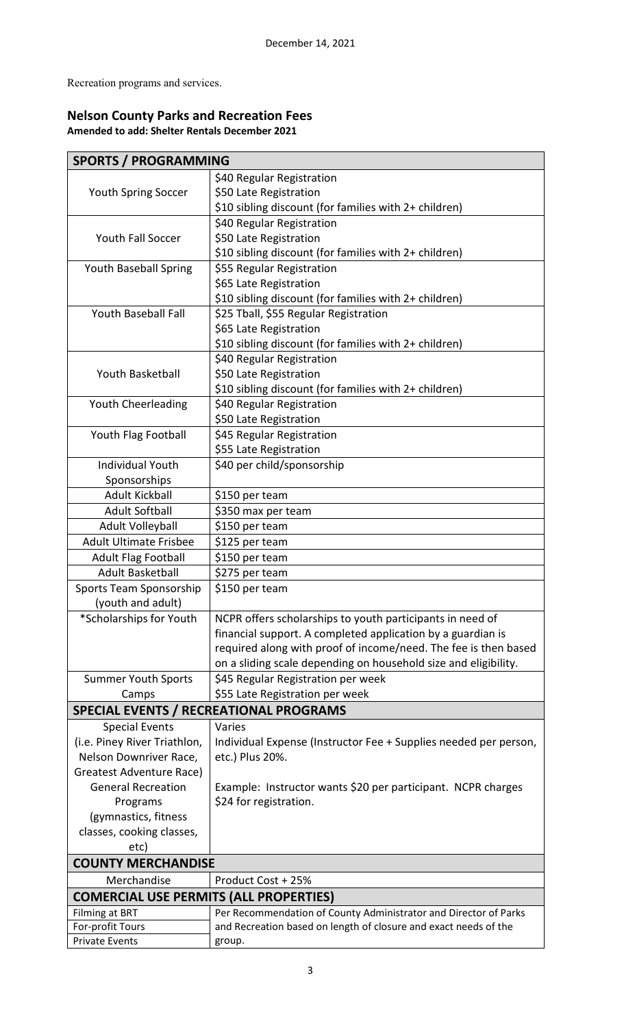December 14, 2021

Recreation programs and services.

## Nelson County Parks and Recreation Fees

**Amended to add: Shelter Rentals December 2021**

| SPORTS / PROGRAMMING | |
|---|---|
| Youth Spring Soccer | $40 Regular Registration<br>$50 Late Registration<br>$10 sibling discount (for families with 2+ children) |
| Youth Fall Soccer | $40 Regular Registration<br>$50 Late Registration<br>$10 sibling discount (for families with 2+ children) |
| Youth Baseball Spring | $55 Regular Registration<br>$65 Late Registration<br>$10 sibling discount (for families with 2+ children) |
| Youth Baseball Fall | $25 Tball, $55 Regular Registration<br>$65 Late Registration<br>$10 sibling discount (for families with 2+ children) |
| Youth Basketball | $40 Regular Registration<br>$50 Late Registration<br>$10 sibling discount (for families with 2+ children) |
| Youth Cheerleading | $40 Regular Registration<br>$50 Late Registration |
| Youth Flag Football | $45 Regular Registration<br>$55 Late Registration |
| Individual Youth Sponsorships | $40 per child/sponsorship |
| Adult Kickball | $150 per team |
| Adult Softball | $350 max per team |
| Adult Volleyball | $150 per team |
| Adult Ultimate Frisbee | $125 per team |
| Adult Flag Football | $150 per team |
| Adult Basketball | $275 per team |
| Sports Team Sponsorship (youth and adult) | $150 per team |
| *Scholarships for Youth | NCPR offers scholarships to youth participants in need of financial support. A completed application by a guardian is required along with proof of income/need. The fee is then based on a sliding scale depending on household size and eligibility. |
| Summer Youth Sports Camps | $45 Regular Registration per week<br>$55 Late Registration per week |
| **SPECIAL EVENTS / RECREATIONAL PROGRAMS** | |
| Special Events (i.e. Piney River Triathlon, Nelson Downriver Race, Greatest Adventure Race)<br>General Recreation Programs (gymnastics, fitness classes, cooking classes, etc) | Varies<br>Individual Expense (Instructor Fee + Supplies needed per person, etc.) Plus 20%.<br><br>Example: Instructor wants $20 per participant. NCPR charges $24 for registration. |
| **COUNTY MERCHANDISE** | |
| Merchandise | Product Cost + 25% |
| **COMERCIAL USE PERMITS (ALL PROPERTIES)** | |
| Filming at BRT<br>For-profit Tours<br>Private Events | Per Recommendation of County Administrator and Director of Parks and Recreation based on length of closure and exact needs of the group. |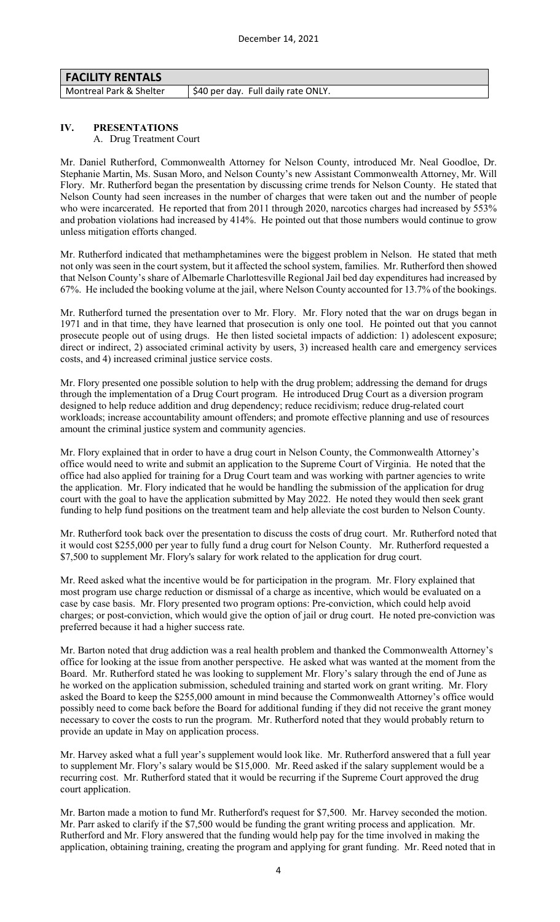| FACILITY RENTALS | |
| --- | --- |
| Montreal Park & Shelter | $40 per day. Full daily rate ONLY. |

## IV. PRESENTATIONS

### A. Drug Treatment Court

Mr. Daniel Rutherford, Commonwealth Attorney for Nelson County, introduced Mr. Neal Goodloe, Dr. Stephanie Martin, Ms. Susan Moro, and Nelson County's new Assistant Commonwealth Attorney, Mr. Will Flory. Mr. Rutherford began the presentation by discussing crime trends for Nelson County. He stated that Nelson County had seen increases in the number of charges that were taken out and the number of people who were incarcerated. He reported that from 2011 through 2020, narcotics charges had increased by 553% and probation violations had increased by 414%. He pointed out that those numbers would continue to grow unless mitigation efforts changed.

Mr. Rutherford indicated that methamphetamines were the biggest problem in Nelson. He stated that meth not only was seen in the court system, but it affected the school system, families. Mr. Rutherford then showed that Nelson County's share of Albemarle Charlottesville Regional Jail bed day expenditures had increased by 67%. He included the booking volume at the jail, where Nelson County accounted for 13.7% of the bookings.

Mr. Rutherford turned the presentation over to Mr. Flory. Mr. Flory noted that the war on drugs began in 1971 and in that time, they have learned that prosecution is only one tool. He pointed out that you cannot prosecute people out of using drugs. He then listed societal impacts of addiction: 1) adolescent exposure; direct or indirect, 2) associated criminal activity by users, 3) increased health care and emergency services costs, and 4) increased criminal justice service costs.

Mr. Flory presented one possible solution to help with the drug problem; addressing the demand for drugs through the implementation of a Drug Court program. He introduced Drug Court as a diversion program designed to help reduce addition and drug dependency; reduce recidivism; reduce drug-related court workloads; increase accountability amount offenders; and promote effective planning and use of resources amount the criminal justice system and community agencies.

Mr. Flory explained that in order to have a drug court in Nelson County, the Commonwealth Attorney's office would need to write and submit an application to the Supreme Court of Virginia. He noted that the office had also applied for training for a Drug Court team and was working with partner agencies to write the application. Mr. Flory indicated that he would be handling the submission of the application for drug court with the goal to have the application submitted by May 2022. He noted they would then seek grant funding to help fund positions on the treatment team and help alleviate the cost burden to Nelson County.

Mr. Rutherford took back over the presentation to discuss the costs of drug court. Mr. Rutherford noted that it would cost $255,000 per year to fully fund a drug court for Nelson County. Mr. Rutherford requested a $7,500 to supplement Mr. Flory's salary for work related to the application for drug court.

Mr. Reed asked what the incentive would be for participation in the program. Mr. Flory explained that most program use charge reduction or dismissal of a charge as incentive, which would be evaluated on a case by case basis. Mr. Flory presented two program options: Pre-conviction, which could help avoid charges; or post-conviction, which would give the option of jail or drug court. He noted pre-conviction was preferred because it had a higher success rate.

Mr. Barton noted that drug addiction was a real health problem and thanked the Commonwealth Attorney's office for looking at the issue from another perspective. He asked what was wanted at the moment from the Board. Mr. Rutherford stated he was looking to supplement Mr. Flory's salary through the end of June as he worked on the application submission, scheduled training and started work on grant writing. Mr. Flory asked the Board to keep the $255,000 amount in mind because the Commonwealth Attorney's office would possibly need to come back before the Board for additional funding if they did not receive the grant money necessary to cover the costs to run the program. Mr. Rutherford noted that they would probably return to provide an update in May on application process.

Mr. Harvey asked what a full year's supplement would look like. Mr. Rutherford answered that a full year to supplement Mr. Flory's salary would be $15,000. Mr. Reed asked if the salary supplement would be a recurring cost. Mr. Rutherford stated that it would be recurring if the Supreme Court approved the drug court application.

Mr. Barton made a motion to fund Mr. Rutherford's request for $7,500. Mr. Harvey seconded the motion. Mr. Parr asked to clarify if the $7,500 would be funding the grant writing process and application. Mr. Rutherford and Mr. Flory answered that the funding would help pay for the time involved in making the application, obtaining training, creating the program and applying for grant funding. Mr. Reed noted that in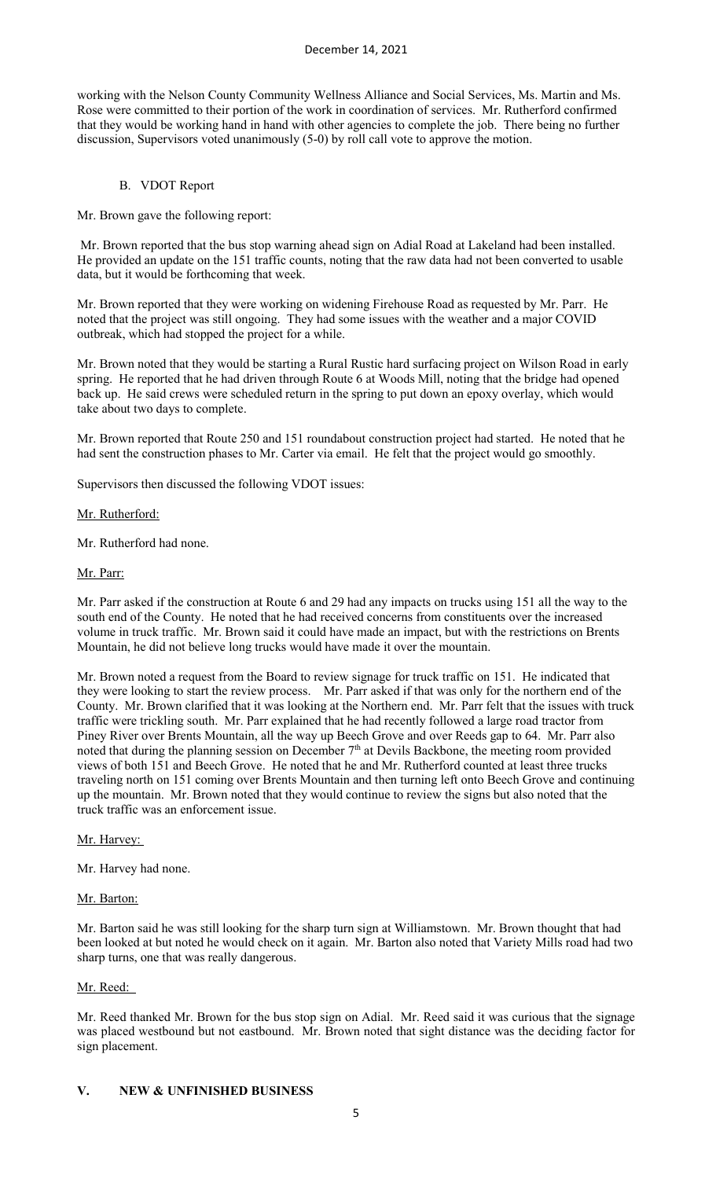working with the Nelson County Community Wellness Alliance and Social Services, Ms. Martin and Ms. Rose were committed to their portion of the work in coordination of services. Mr. Rutherford confirmed that they would be working hand in hand with other agencies to complete the job. There being no further discussion, Supervisors voted unanimously (5-0) by roll call vote to approve the motion.

### B. VDOT Report

Mr. Brown gave the following report:

Mr. Brown reported that the bus stop warning ahead sign on Adial Road at Lakeland had been installed. He provided an update on the 151 traffic counts, noting that the raw data had not been converted to usable data, but it would be forthcoming that week.

Mr. Brown reported that they were working on widening Firehouse Road as requested by Mr. Parr. He noted that the project was still ongoing. They had some issues with the weather and a major COVID outbreak, which had stopped the project for a while.

Mr. Brown noted that they would be starting a Rural Rustic hard surfacing project on Wilson Road in early spring. He reported that he had driven through Route 6 at Woods Mill, noting that the bridge had opened back up. He said crews were scheduled return in the spring to put down an epoxy overlay, which would take about two days to complete.

Mr. Brown reported that Route 250 and 151 roundabout construction project had started. He noted that he had sent the construction phases to Mr. Carter via email. He felt that the project would go smoothly.

Supervisors then discussed the following VDOT issues:

Mr. Rutherford:

Mr. Rutherford had none.

Mr. Parr:

Mr. Parr asked if the construction at Route 6 and 29 had any impacts on trucks using 151 all the way to the south end of the County. He noted that he had received concerns from constituents over the increased volume in truck traffic. Mr. Brown said it could have made an impact, but with the restrictions on Brents Mountain, he did not believe long trucks would have made it over the mountain.

Mr. Brown noted a request from the Board to review signage for truck traffic on 151. He indicated that they were looking to start the review process. Mr. Parr asked if that was only for the northern end of the County. Mr. Brown clarified that it was looking at the Northern end. Mr. Parr felt that the issues with truck traffic were trickling south. Mr. Parr explained that he had recently followed a large road tractor from Piney River over Brents Mountain, all the way up Beech Grove and over Reeds gap to 64. Mr. Parr also noted that during the planning session on December 7th at Devils Backbone, the meeting room provided views of both 151 and Beech Grove. He noted that he and Mr. Rutherford counted at least three trucks traveling north on 151 coming over Brents Mountain and then turning left onto Beech Grove and continuing up the mountain. Mr. Brown noted that they would continue to review the signs but also noted that the truck traffic was an enforcement issue.

Mr. Harvey:

Mr. Harvey had none.

Mr. Barton:

Mr. Barton said he was still looking for the sharp turn sign at Williamstown. Mr. Brown thought that had been looked at but noted he would check on it again. Mr. Barton also noted that Variety Mills road had two sharp turns, one that was really dangerous.

Mr. Reed:

Mr. Reed thanked Mr. Brown for the bus stop sign on Adial. Mr. Reed said it was curious that the signage was placed westbound but not eastbound. Mr. Brown noted that sight distance was the deciding factor for sign placement.

## V. NEW & UNFINISHED BUSINESS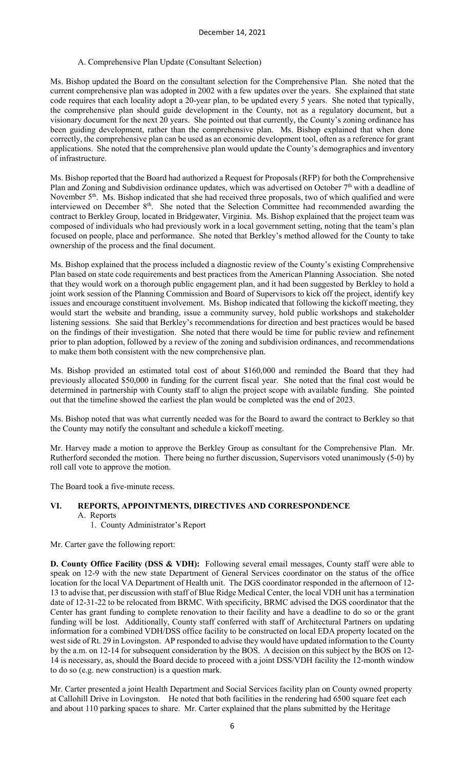A. Comprehensive Plan Update (Consultant Selection)

Ms. Bishop updated the Board on the consultant selection for the Comprehensive Plan. She noted that the current comprehensive plan was adopted in 2002 with a few updates over the years. She explained that state code requires that each locality adopt a 20-year plan, to be updated every 5 years. She noted that typically, the comprehensive plan should guide development in the County, not as a regulatory document, but a visionary document for the next 20 years. She pointed out that currently, the County's zoning ordinance has been guiding development, rather than the comprehensive plan. Ms. Bishop explained that when done correctly, the comprehensive plan can be used as an economic development tool, often as a reference for grant applications. She noted that the comprehensive plan would update the County's demographics and inventory of infrastructure.

Ms. Bishop reported that the Board had authorized a Request for Proposals (RFP) for both the Comprehensive Plan and Zoning and Subdivision ordinance updates, which was advertised on October 7th with a deadline of November 5th. Ms. Bishop indicated that she had received three proposals, two of which qualified and were interviewed on December 8th. She noted that the Selection Committee had recommended awarding the contract to Berkley Group, located in Bridgewater, Virginia. Ms. Bishop explained that the project team was composed of individuals who had previously work in a local government setting, noting that the team's plan focused on people, place and performance. She noted that Berkley's method allowed for the County to take ownership of the process and the final document.

Ms. Bishop explained that the process included a diagnostic review of the County's existing Comprehensive Plan based on state code requirements and best practices from the American Planning Association. She noted that they would work on a thorough public engagement plan, and it had been suggested by Berkley to hold a joint work session of the Planning Commission and Board of Supervisors to kick off the project, identify key issues and encourage constituent involvement. Ms. Bishop indicated that following the kickoff meeting, they would start the website and branding, issue a community survey, hold public workshops and stakeholder listening sessions. She said that Berkley's recommendations for direction and best practices would be based on the findings of their investigation. She noted that there would be time for public review and refinement prior to plan adoption, followed by a review of the zoning and subdivision ordinances, and recommendations to make them both consistent with the new comprehensive plan.

Ms. Bishop provided an estimated total cost of about $160,000 and reminded the Board that they had previously allocated $50,000 in funding for the current fiscal year. She noted that the final cost would be determined in partnership with County staff to align the project scope with available funding. She pointed out that the timeline showed the earliest the plan would be completed was the end of 2023.

Ms. Bishop noted that was what currently needed was for the Board to award the contract to Berkley so that the County may notify the consultant and schedule a kickoff meeting.

Mr. Harvey made a motion to approve the Berkley Group as consultant for the Comprehensive Plan. Mr. Rutherford seconded the motion. There being no further discussion, Supervisors voted unanimously (5-0) by roll call vote to approve the motion.

The Board took a five-minute recess.

## VI. REPORTS, APPOINTMENTS, DIRECTIVES AND CORRESPONDENCE

A. Reports

1. County Administrator's Report

Mr. Carter gave the following report:

**D. County Office Facility (DSS & VDH):** Following several email messages, County staff were able to speak on 12-9 with the new state Department of General Services coordinator on the status of the office location for the local VA Department of Health unit. The DGS coordinator responded in the afternoon of 12-13 to advise that, per discussion with staff of Blue Ridge Medical Center, the local VDH unit has a termination date of 12-31-22 to be relocated from BRMC. With specificity, BRMC advised the DGS coordinator that the Center has grant funding to complete renovation to their facility and have a deadline to do so or the grant funding will be lost. Additionally, County staff conferred with staff of Architectural Partners on updating information for a combined VDH/DSS office facility to be constructed on local EDA property located on the west side of Rt. 29 in Lovingston. AP responded to advise they would have updated information to the County by the a.m. on 12-14 for subsequent consideration by the BOS. A decision on this subject by the BOS on 12-14 is necessary, as, should the Board decide to proceed with a joint DSS/VDH facility the 12-month window to do so (e.g. new construction) is a question mark.

Mr. Carter presented a joint Health Department and Social Services facility plan on County owned property at Callohill Drive in Lovingston. He noted that both facilities in the rendering had 6500 square feet each and about 110 parking spaces to share. Mr. Carter explained that the plans submitted by the Heritage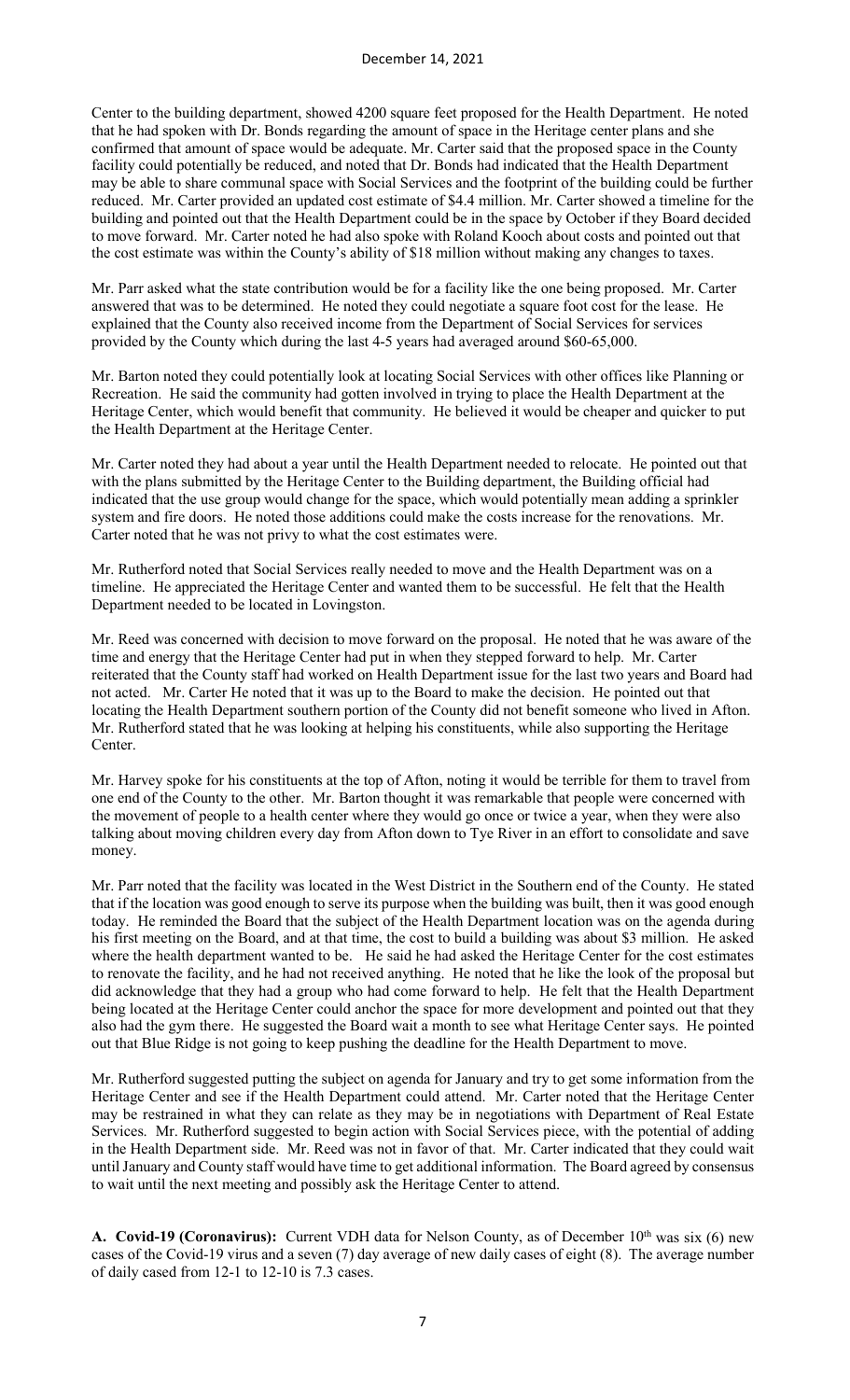Center to the building department, showed 4200 square feet proposed for the Health Department. He noted that he had spoken with Dr. Bonds regarding the amount of space in the Heritage center plans and she confirmed that amount of space would be adequate. Mr. Carter said that the proposed space in the County facility could potentially be reduced, and noted that Dr. Bonds had indicated that the Health Department may be able to share communal space with Social Services and the footprint of the building could be further reduced. Mr. Carter provided an updated cost estimate of $4.4 million. Mr. Carter showed a timeline for the building and pointed out that the Health Department could be in the space by October if they Board decided to move forward. Mr. Carter noted he had also spoke with Roland Kooch about costs and pointed out that the cost estimate was within the County's ability of $18 million without making any changes to taxes.

Mr. Parr asked what the state contribution would be for a facility like the one being proposed. Mr. Carter answered that was to be determined. He noted they could negotiate a square foot cost for the lease. He explained that the County also received income from the Department of Social Services for services provided by the County which during the last 4-5 years had averaged around $60-65,000.

Mr. Barton noted they could potentially look at locating Social Services with other offices like Planning or Recreation. He said the community had gotten involved in trying to place the Health Department at the Heritage Center, which would benefit that community. He believed it would be cheaper and quicker to put the Health Department at the Heritage Center.

Mr. Carter noted they had about a year until the Health Department needed to relocate. He pointed out that with the plans submitted by the Heritage Center to the Building department, the Building official had indicated that the use group would change for the space, which would potentially mean adding a sprinkler system and fire doors. He noted those additions could make the costs increase for the renovations. Mr. Carter noted that he was not privy to what the cost estimates were.

Mr. Rutherford noted that Social Services really needed to move and the Health Department was on a timeline. He appreciated the Heritage Center and wanted them to be successful. He felt that the Health Department needed to be located in Lovingston.

Mr. Reed was concerned with decision to move forward on the proposal. He noted that he was aware of the time and energy that the Heritage Center had put in when they stepped forward to help. Mr. Carter reiterated that the County staff had worked on Health Department issue for the last two years and Board had not acted. Mr. Carter He noted that it was up to the Board to make the decision. He pointed out that locating the Health Department southern portion of the County did not benefit someone who lived in Afton. Mr. Rutherford stated that he was looking at helping his constituents, while also supporting the Heritage Center.

Mr. Harvey spoke for his constituents at the top of Afton, noting it would be terrible for them to travel from one end of the County to the other. Mr. Barton thought it was remarkable that people were concerned with the movement of people to a health center where they would go once or twice a year, when they were also talking about moving children every day from Afton down to Tye River in an effort to consolidate and save money.

Mr. Parr noted that the facility was located in the West District in the Southern end of the County. He stated that if the location was good enough to serve its purpose when the building was built, then it was good enough today. He reminded the Board that the subject of the Health Department location was on the agenda during his first meeting on the Board, and at that time, the cost to build a building was about $3 million. He asked where the health department wanted to be. He said he had asked the Heritage Center for the cost estimates to renovate the facility, and he had not received anything. He noted that he like the look of the proposal but did acknowledge that they had a group who had come forward to help. He felt that the Health Department being located at the Heritage Center could anchor the space for more development and pointed out that they also had the gym there. He suggested the Board wait a month to see what Heritage Center says. He pointed out that Blue Ridge is not going to keep pushing the deadline for the Health Department to move.

Mr. Rutherford suggested putting the subject on agenda for January and try to get some information from the Heritage Center and see if the Health Department could attend. Mr. Carter noted that the Heritage Center may be restrained in what they can relate as they may be in negotiations with Department of Real Estate Services. Mr. Rutherford suggested to begin action with Social Services piece, with the potential of adding in the Health Department side. Mr. Reed was not in favor of that. Mr. Carter indicated that they could wait until January and County staff would have time to get additional information. The Board agreed by consensus to wait until the next meeting and possibly ask the Heritage Center to attend.

**A. Covid-19 (Coronavirus):** Current VDH data for Nelson County, as of December 10th was six (6) new cases of the Covid-19 virus and a seven (7) day average of new daily cases of eight (8). The average number of daily cased from 12-1 to 12-10 is 7.3 cases.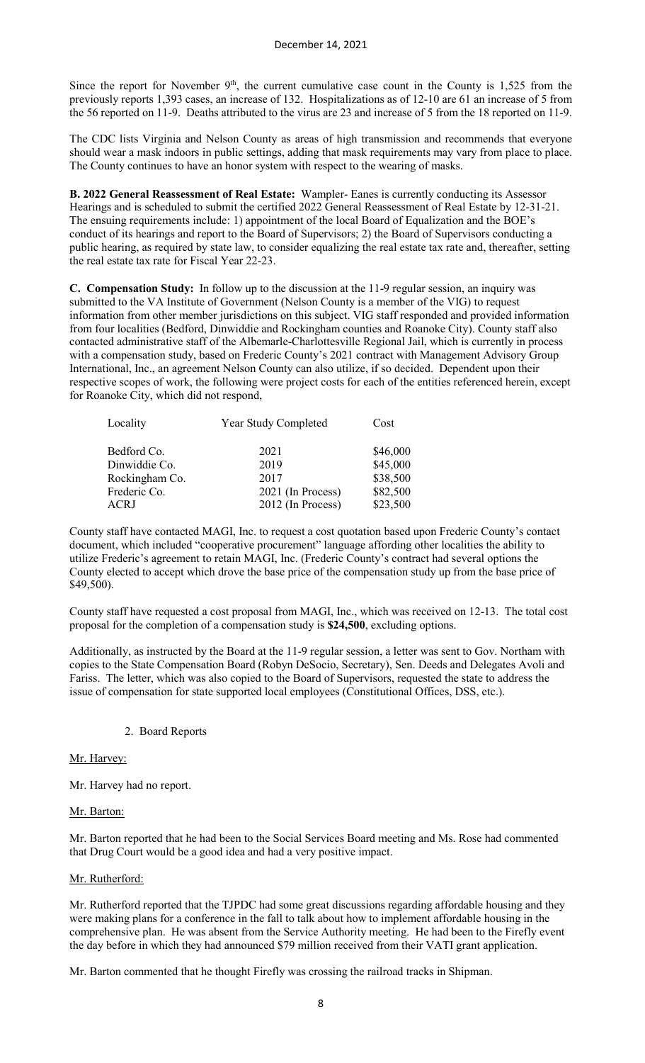Since the report for November 9th, the current cumulative case count in the County is 1,525 from the previously reports 1,393 cases, an increase of 132. Hospitalizations as of 12-10 are 61 an increase of 5 from the 56 reported on 11-9. Deaths attributed to the virus are 23 and increase of 5 from the 18 reported on 11-9.

The CDC lists Virginia and Nelson County as areas of high transmission and recommends that everyone should wear a mask indoors in public settings, adding that mask requirements may vary from place to place. The County continues to have an honor system with respect to the wearing of masks.

**B. 2022 General Reassessment of Real Estate:** Wampler- Eanes is currently conducting its Assessor Hearings and is scheduled to submit the certified 2022 General Reassessment of Real Estate by 12-31-21. The ensuing requirements include: 1) appointment of the local Board of Equalization and the BOE's conduct of its hearings and report to the Board of Supervisors; 2) the Board of Supervisors conducting a public hearing, as required by state law, to consider equalizing the real estate tax rate and, thereafter, setting the real estate tax rate for Fiscal Year 22-23.

**C. Compensation Study:** In follow up to the discussion at the 11-9 regular session, an inquiry was submitted to the VA Institute of Government (Nelson County is a member of the VIG) to request information from other member jurisdictions on this subject. VIG staff responded and provided information from four localities (Bedford, Dinwiddie and Rockingham counties and Roanoke City). County staff also contacted administrative staff of the Albemarle-Charlottesville Regional Jail, which is currently in process with a compensation study, based on Frederic County's 2021 contract with Management Advisory Group International, Inc., an agreement Nelson County can also utilize, if so decided. Dependent upon their respective scopes of work, the following were project costs for each of the entities referenced herein, except for Roanoke City, which did not respond,

| Locality | Year Study Completed | Cost |
|---|---|---|
| Bedford Co. | 2021 | $46,000 |
| Dinwiddie Co. | 2019 | $45,000 |
| Rockingham Co. | 2017 | $38,500 |
| Frederic Co. | 2021 (In Process) | $82,500 |
| ACRJ | 2012 (In Process) | $23,500 |

County staff have contacted MAGI, Inc. to request a cost quotation based upon Frederic County's contact document, which included "cooperative procurement" language affording other localities the ability to utilize Frederic's agreement to retain MAGI, Inc. (Frederic County's contract had several options the County elected to accept which drove the base price of the compensation study up from the base price of $49,500).

County staff have requested a cost proposal from MAGI, Inc., which was received on 12-13. The total cost proposal for the completion of a compensation study is **$24,500**, excluding options.

Additionally, as instructed by the Board at the 11-9 regular session, a letter was sent to Gov. Northam with copies to the State Compensation Board (Robyn DeSocio, Secretary), Sen. Deeds and Delegates Avoli and Fariss. The letter, which was also copied to the Board of Supervisors, requested the state to address the issue of compensation for state supported local employees (Constitutional Offices, DSS, etc.).

2. Board Reports

Mr. Harvey:

Mr. Harvey had no report.

Mr. Barton:

Mr. Barton reported that he had been to the Social Services Board meeting and Ms. Rose had commented that Drug Court would be a good idea and had a very positive impact.

Mr. Rutherford:

Mr. Rutherford reported that the TJPDC had some great discussions regarding affordable housing and they were making plans for a conference in the fall to talk about how to implement affordable housing in the comprehensive plan. He was absent from the Service Authority meeting. He had been to the Firefly event the day before in which they had announced $79 million received from their VATI grant application.

Mr. Barton commented that he thought Firefly was crossing the railroad tracks in Shipman.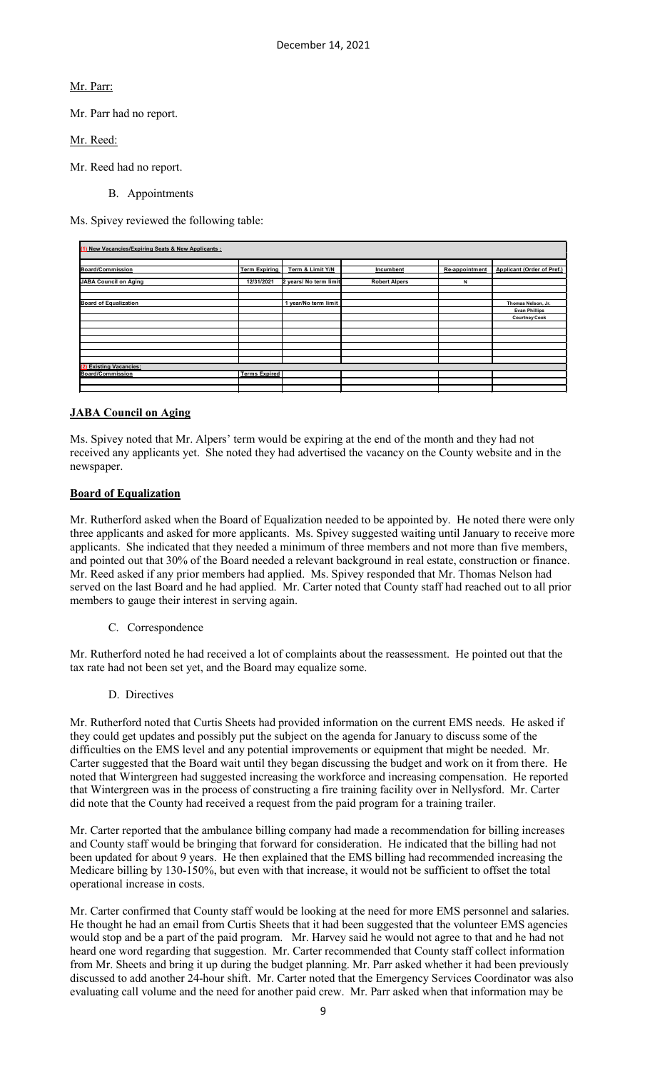Mr. Parr:

Mr. Parr had no report.

Mr. Reed:

Mr. Reed had no report.

B. Appointments

Ms. Spivey reviewed the following table:

| (1) New Vacancies/Expiring Seats & New Applicants : | | | | | |
|---|---|---|---|---|---|
| **Board/Commission** | **Term Expiring** | **Term & Limit Y/N** | **Incumbent** | **Re-appointment** | **Applicant (Order of Pref.)** |
| **JABA Council on Aging** | 12/31/2021 | 2 years/ No term limit | Robert Alpers | N | |
| **Board of Equalization** | | 1 year/No term limit | | | Thomas Nelson, Jr. |
| | | | | | Evan Phillips |
| | | | | | Courtney Cook |
| **(2) Existing Vacancies:** | | | | | |
| **Board/Commission** | **Terms Expired** | | | | |

**JABA Council on Aging**

Ms. Spivey noted that Mr. Alpers' term would be expiring at the end of the month and they had not received any applicants yet. She noted they had advertised the vacancy on the County website and in the newspaper.

**Board of Equalization**

Mr. Rutherford asked when the Board of Equalization needed to be appointed by. He noted there were only three applicants and asked for more applicants. Ms. Spivey suggested waiting until January to receive more applicants. She indicated that they needed a minimum of three members and not more than five members, and pointed out that 30% of the Board needed a relevant background in real estate, construction or finance. Mr. Reed asked if any prior members had applied. Ms. Spivey responded that Mr. Thomas Nelson had served on the last Board and he had applied. Mr. Carter noted that County staff had reached out to all prior members to gauge their interest in serving again.

C. Correspondence

Mr. Rutherford noted he had received a lot of complaints about the reassessment. He pointed out that the tax rate had not been set yet, and the Board may equalize some.

D. Directives

Mr. Rutherford noted that Curtis Sheets had provided information on the current EMS needs. He asked if they could get updates and possibly put the subject on the agenda for January to discuss some of the difficulties on the EMS level and any potential improvements or equipment that might be needed. Mr. Carter suggested that the Board wait until they began discussing the budget and work on it from there. He noted that Wintergreen had suggested increasing the workforce and increasing compensation. He reported that Wintergreen was in the process of constructing a fire training facility over in Nellysford. Mr. Carter did note that the County had received a request from the paid program for a training trailer.

Mr. Carter reported that the ambulance billing company had made a recommendation for billing increases and County staff would be bringing that forward for consideration. He indicated that the billing had not been updated for about 9 years. He then explained that the EMS billing had recommended increasing the Medicare billing by 130-150%, but even with that increase, it would not be sufficient to offset the total operational increase in costs.

Mr. Carter confirmed that County staff would be looking at the need for more EMS personnel and salaries. He thought he had an email from Curtis Sheets that it had been suggested that the volunteer EMS agencies would stop and be a part of the paid program. Mr. Harvey said he would not agree to that and he had not heard one word regarding that suggestion. Mr. Carter recommended that County staff collect information from Mr. Sheets and bring it up during the budget planning. Mr. Parr asked whether it had been previously discussed to add another 24-hour shift. Mr. Carter noted that the Emergency Services Coordinator was also evaluating call volume and the need for another paid crew. Mr. Parr asked when that information may be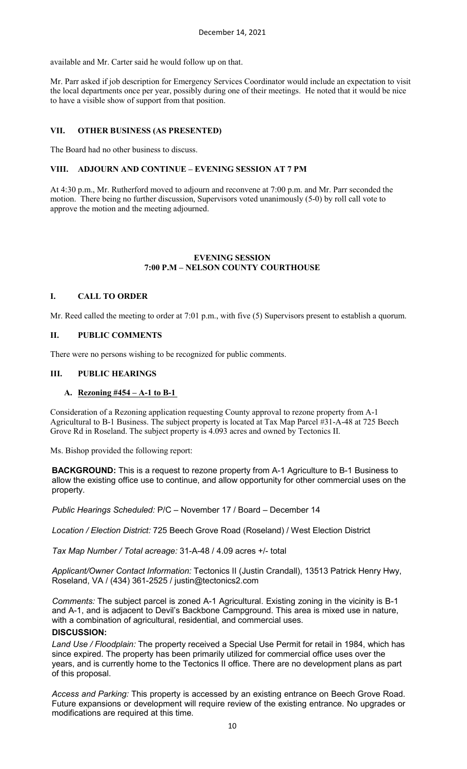available and Mr. Carter said he would follow up on that.

Mr. Parr asked if job description for Emergency Services Coordinator would include an expectation to visit the local departments once per year, possibly during one of their meetings. He noted that it would be nice to have a visible show of support from that position.

## VII. OTHER BUSINESS (AS PRESENTED)

The Board had no other business to discuss.

## VIII. ADJOURN AND CONTINUE – EVENING SESSION AT 7 PM

At 4:30 p.m., Mr. Rutherford moved to adjourn and reconvene at 7:00 p.m. and Mr. Parr seconded the motion. There being no further discussion, Supervisors voted unanimously (5-0) by roll call vote to approve the motion and the meeting adjourned.

# EVENING SESSION
# 7:00 P.M – NELSON COUNTY COURTHOUSE

## I. CALL TO ORDER

Mr. Reed called the meeting to order at 7:01 p.m., with five (5) Supervisors present to establish a quorum.

## II. PUBLIC COMMENTS

There were no persons wishing to be recognized for public comments.

## III. PUBLIC HEARINGS

### A. Rezoning #454 – A-1 to B-1

Consideration of a Rezoning application requesting County approval to rezone property from A-1 Agricultural to B-1 Business. The subject property is located at Tax Map Parcel #31-A-48 at 725 Beech Grove Rd in Roseland. The subject property is 4.093 acres and owned by Tectonics II.

Ms. Bishop provided the following report:

**BACKGROUND:** This is a request to rezone property from A-1 Agriculture to B-1 Business to allow the existing office use to continue, and allow opportunity for other commercial uses on the property.

*Public Hearings Scheduled:* P/C – November 17 / Board – December 14

*Location / Election District:* 725 Beech Grove Road (Roseland) / West Election District

*Tax Map Number / Total acreage:* 31-A-48 / 4.09 acres +/- total

*Applicant/Owner Contact Information:* Tectonics II (Justin Crandall), 13513 Patrick Henry Hwy, Roseland, VA / (434) 361-2525 / justin@tectonics2.com

*Comments:* The subject parcel is zoned A-1 Agricultural. Existing zoning in the vicinity is B-1 and A-1, and is adjacent to Devil's Backbone Campground. This area is mixed use in nature, with a combination of agricultural, residential, and commercial uses.

**DISCUSSION:**

*Land Use / Floodplain:* The property received a Special Use Permit for retail in 1984, which has since expired. The property has been primarily utilized for commercial office uses over the years, and is currently home to the Tectonics II office. There are no development plans as part of this proposal.

*Access and Parking:* This property is accessed by an existing entrance on Beech Grove Road. Future expansions or development will require review of the existing entrance. No upgrades or modifications are required at this time.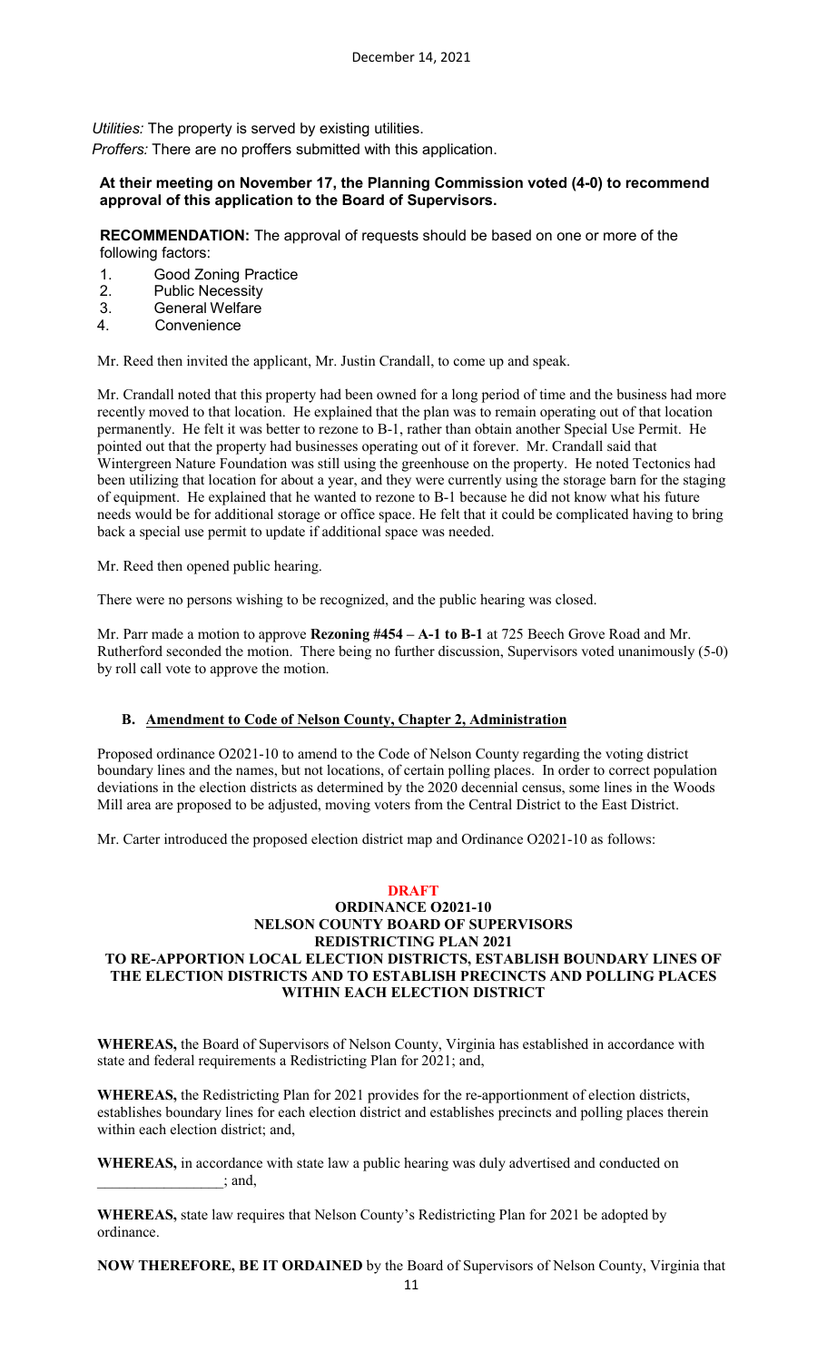*Utilities:* The property is served by existing utilities.
*Proffers:* There are no proffers submitted with this application.

**At their meeting on November 17, the Planning Commission voted (4-0) to recommend approval of this application to the Board of Supervisors.**

**RECOMMENDATION:** The approval of requests should be based on one or more of the following factors:

1. Good Zoning Practice
2. Public Necessity
3. General Welfare
4. Convenience

Mr. Reed then invited the applicant, Mr. Justin Crandall, to come up and speak.

Mr. Crandall noted that this property had been owned for a long period of time and the business had more recently moved to that location. He explained that the plan was to remain operating out of that location permanently. He felt it was better to rezone to B-1, rather than obtain another Special Use Permit. He pointed out that the property had businesses operating out of it forever. Mr. Crandall said that Wintergreen Nature Foundation was still using the greenhouse on the property. He noted Tectonics had been utilizing that location for about a year, and they were currently using the storage barn for the staging of equipment. He explained that he wanted to rezone to B-1 because he did not know what his future needs would be for additional storage or office space. He felt that it could be complicated having to bring back a special use permit to update if additional space was needed.

Mr. Reed then opened public hearing.

There were no persons wishing to be recognized, and the public hearing was closed.

Mr. Parr made a motion to approve **Rezoning #454 – A-1 to B-1** at 725 Beech Grove Road and Mr. Rutherford seconded the motion. There being no further discussion, Supervisors voted unanimously (5-0) by roll call vote to approve the motion.

**B. Amendment to Code of Nelson County, Chapter 2, Administration**

Proposed ordinance O2021-10 to amend to the Code of Nelson County regarding the voting district boundary lines and the names, but not locations, of certain polling places. In order to correct population deviations in the election districts as determined by the 2020 decennial census, some lines in the Woods Mill area are proposed to be adjusted, moving voters from the Central District to the East District.

Mr. Carter introduced the proposed election district map and Ordinance O2021-10 as follows:

**DRAFT**

**ORDINANCE O2021-10**
**NELSON COUNTY BOARD OF SUPERVISORS**
**REDISTRICTING PLAN 2021**
**TO RE-APPORTION LOCAL ELECTION DISTRICTS, ESTABLISH BOUNDARY LINES OF THE ELECTION DISTRICTS AND TO ESTABLISH PRECINCTS AND POLLING PLACES WITHIN EACH ELECTION DISTRICT**

**WHEREAS,** the Board of Supervisors of Nelson County, Virginia has established in accordance with state and federal requirements a Redistricting Plan for 2021; and,

**WHEREAS,** the Redistricting Plan for 2021 provides for the re-apportionment of election districts, establishes boundary lines for each election district and establishes precincts and polling places therein within each election district; and,

**WHEREAS,** in accordance with state law a public hearing was duly advertised and conducted on _________________; and,

**WHEREAS,** state law requires that Nelson County's Redistricting Plan for 2021 be adopted by ordinance.

**NOW THEREFORE, BE IT ORDAINED** by the Board of Supervisors of Nelson County, Virginia that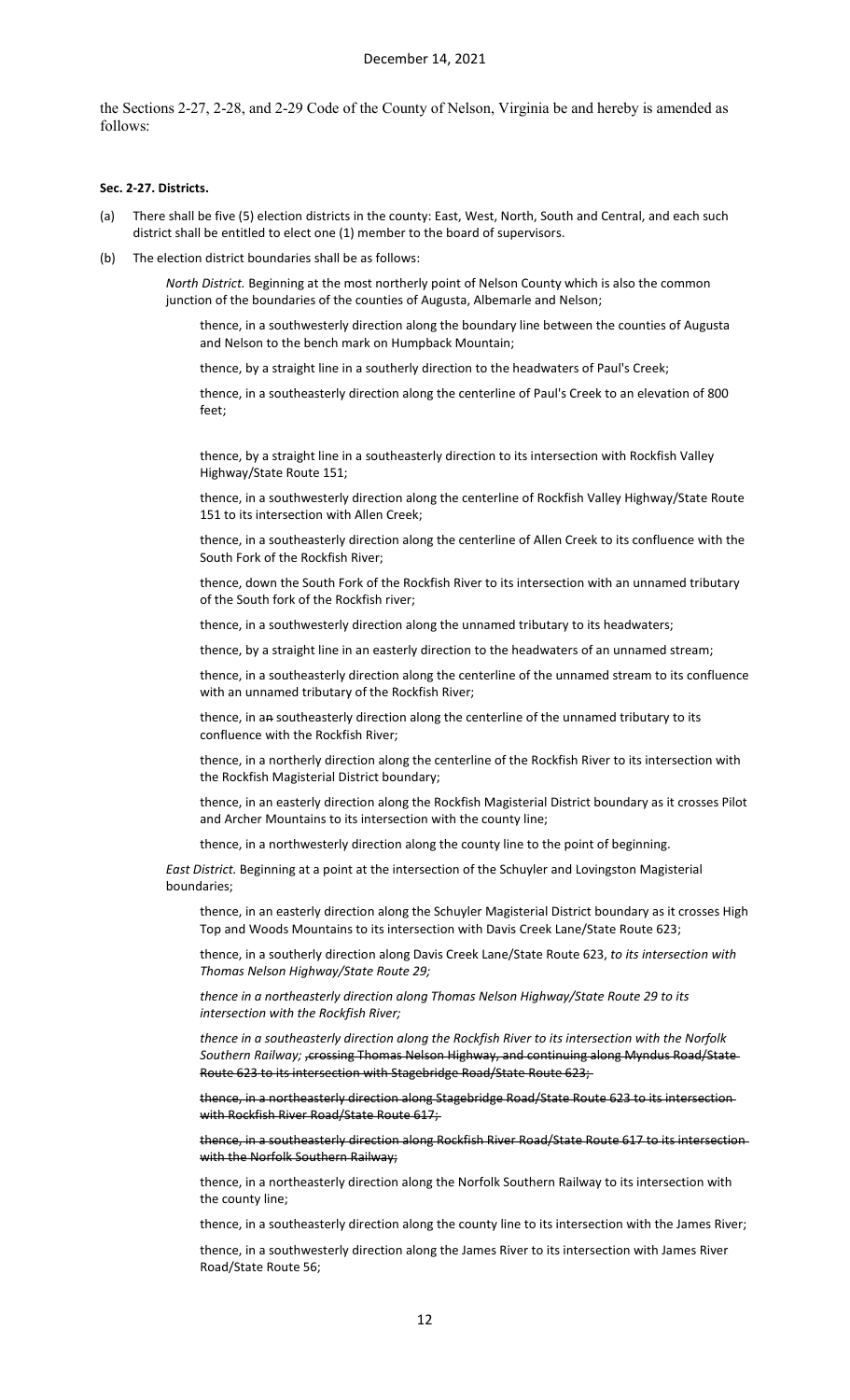the Sections 2-27, 2-28, and 2-29 Code of the County of Nelson, Virginia be and hereby is amended as follows:

**Sec. 2-27. Districts.**

(a) There shall be five (5) election districts in the county: East, West, North, South and Central, and each such district shall be entitled to elect one (1) member to the board of supervisors.

(b) The election district boundaries shall be as follows:

*North District.* Beginning at the most northerly point of Nelson County which is also the common junction of the boundaries of the counties of Augusta, Albemarle and Nelson;

thence, in a southwesterly direction along the boundary line between the counties of Augusta and Nelson to the bench mark on Humpback Mountain;

thence, by a straight line in a southerly direction to the headwaters of Paul's Creek;

thence, in a southeasterly direction along the centerline of Paul's Creek to an elevation of 800 feet;

thence, by a straight line in a southeasterly direction to its intersection with Rockfish Valley Highway/State Route 151;

thence, in a southwesterly direction along the centerline of Rockfish Valley Highway/State Route 151 to its intersection with Allen Creek;

thence, in a southeasterly direction along the centerline of Allen Creek to its confluence with the South Fork of the Rockfish River;

thence, down the South Fork of the Rockfish River to its intersection with an unnamed tributary of the South fork of the Rockfish river;

thence, in a southwesterly direction along the unnamed tributary to its headwaters;

thence, by a straight line in an easterly direction to the headwaters of an unnamed stream;

thence, in a southeasterly direction along the centerline of the unnamed stream to its confluence with an unnamed tributary of the Rockfish River;

thence, in a~~n~~ southeasterly direction along the centerline of the unnamed tributary to its confluence with the Rockfish River;

thence, in a northerly direction along the centerline of the Rockfish River to its intersection with the Rockfish Magisterial District boundary;

thence, in an easterly direction along the Rockfish Magisterial District boundary as it crosses Pilot and Archer Mountains to its intersection with the county line;

thence, in a northwesterly direction along the county line to the point of beginning.

*East District.* Beginning at a point at the intersection of the Schuyler and Lovingston Magisterial boundaries;

thence, in an easterly direction along the Schuyler Magisterial District boundary as it crosses High Top and Woods Mountains to its intersection with Davis Creek Lane/State Route 623;

thence, in a southerly direction along Davis Creek Lane/State Route 623, *to its intersection with Thomas Nelson Highway/State Route 29;*

*thence in a northeasterly direction along Thomas Nelson Highway/State Route 29 to its intersection with the Rockfish River;*

*thence in a southeasterly direction along the Rockfish River to its intersection with the Norfolk Southern Railway;* ~~,crossing Thomas Nelson Highway, and continuing along Myndus Road/State Route 623 to its intersection with Stagebridge Road/State Route 623;~~

~~thence, in a northeasterly direction along Stagebridge Road/State Route 623 to its intersection with Rockfish River Road/State Route 617;~~

~~thence, in a southeasterly direction along Rockfish River Road/State Route 617 to its intersection with the Norfolk Southern Railway;~~

thence, in a northeasterly direction along the Norfolk Southern Railway to its intersection with the county line;

thence, in a southeasterly direction along the county line to its intersection with the James River;

thence, in a southwesterly direction along the James River to its intersection with James River Road/State Route 56;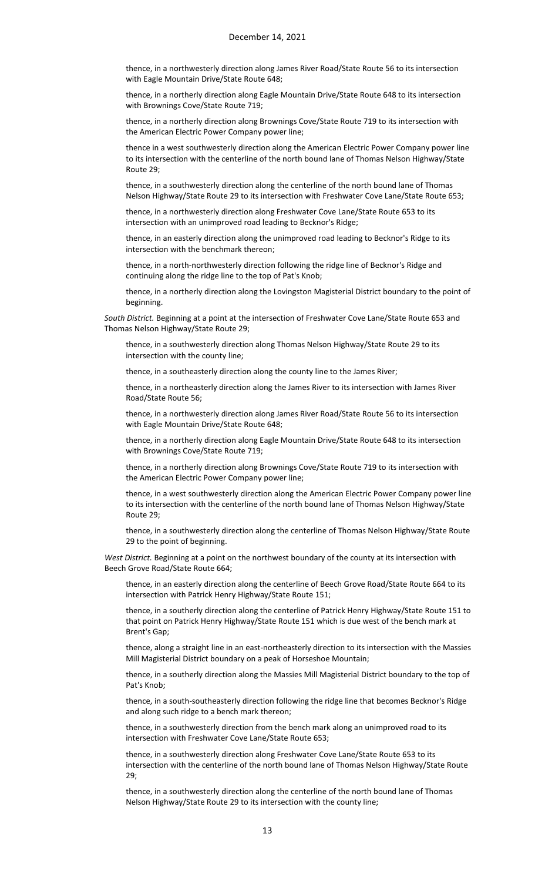thence, in a northwesterly direction along James River Road/State Route 56 to its intersection with Eagle Mountain Drive/State Route 648;

thence, in a northerly direction along Eagle Mountain Drive/State Route 648 to its intersection with Brownings Cove/State Route 719;

thence, in a northerly direction along Brownings Cove/State Route 719 to its intersection with the American Electric Power Company power line;

thence in a west southwesterly direction along the American Electric Power Company power line to its intersection with the centerline of the north bound lane of Thomas Nelson Highway/State Route 29;

thence, in a southwesterly direction along the centerline of the north bound lane of Thomas Nelson Highway/State Route 29 to its intersection with Freshwater Cove Lane/State Route 653;

thence, in a northwesterly direction along Freshwater Cove Lane/State Route 653 to its intersection with an unimproved road leading to Becknor's Ridge;

thence, in an easterly direction along the unimproved road leading to Becknor's Ridge to its intersection with the benchmark thereon;

thence, in a north-northwesterly direction following the ridge line of Becknor's Ridge and continuing along the ridge line to the top of Pat's Knob;

thence, in a northerly direction along the Lovingston Magisterial District boundary to the point of beginning.

*South District.* Beginning at a point at the intersection of Freshwater Cove Lane/State Route 653 and Thomas Nelson Highway/State Route 29;

thence, in a southwesterly direction along Thomas Nelson Highway/State Route 29 to its intersection with the county line;

thence, in a southeasterly direction along the county line to the James River;

thence, in a northeasterly direction along the James River to its intersection with James River Road/State Route 56;

thence, in a northwesterly direction along James River Road/State Route 56 to its intersection with Eagle Mountain Drive/State Route 648;

thence, in a northerly direction along Eagle Mountain Drive/State Route 648 to its intersection with Brownings Cove/State Route 719;

thence, in a northerly direction along Brownings Cove/State Route 719 to its intersection with the American Electric Power Company power line;

thence, in a west southwesterly direction along the American Electric Power Company power line to its intersection with the centerline of the north bound lane of Thomas Nelson Highway/State Route 29;

thence, in a southwesterly direction along the centerline of Thomas Nelson Highway/State Route 29 to the point of beginning.

*West District.* Beginning at a point on the northwest boundary of the county at its intersection with Beech Grove Road/State Route 664;

thence, in an easterly direction along the centerline of Beech Grove Road/State Route 664 to its intersection with Patrick Henry Highway/State Route 151;

thence, in a southerly direction along the centerline of Patrick Henry Highway/State Route 151 to that point on Patrick Henry Highway/State Route 151 which is due west of the bench mark at Brent's Gap;

thence, along a straight line in an east-northeasterly direction to its intersection with the Massies Mill Magisterial District boundary on a peak of Horseshoe Mountain;

thence, in a southerly direction along the Massies Mill Magisterial District boundary to the top of Pat's Knob;

thence, in a south-southeasterly direction following the ridge line that becomes Becknor's Ridge and along such ridge to a bench mark thereon;

thence, in a southwesterly direction from the bench mark along an unimproved road to its intersection with Freshwater Cove Lane/State Route 653;

thence, in a southwesterly direction along Freshwater Cove Lane/State Route 653 to its intersection with the centerline of the north bound lane of Thomas Nelson Highway/State Route 29;

thence, in a southwesterly direction along the centerline of the north bound lane of Thomas Nelson Highway/State Route 29 to its intersection with the county line;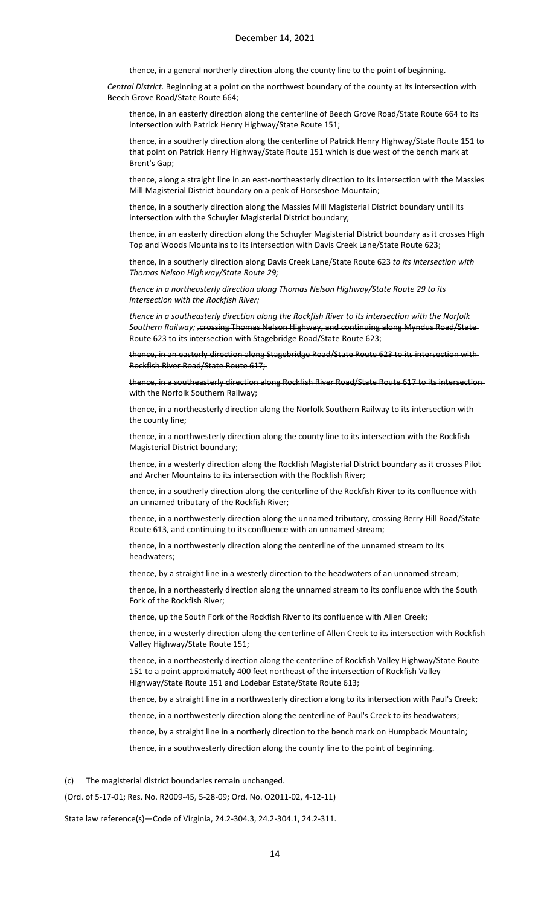thence, in a general northerly direction along the county line to the point of beginning.

*Central District.* Beginning at a point on the northwest boundary of the county at its intersection with Beech Grove Road/State Route 664;

thence, in an easterly direction along the centerline of Beech Grove Road/State Route 664 to its intersection with Patrick Henry Highway/State Route 151;

thence, in a southerly direction along the centerline of Patrick Henry Highway/State Route 151 to that point on Patrick Henry Highway/State Route 151 which is due west of the bench mark at Brent's Gap;

thence, along a straight line in an east-northeasterly direction to its intersection with the Massies Mill Magisterial District boundary on a peak of Horseshoe Mountain;

thence, in a southerly direction along the Massies Mill Magisterial District boundary until its intersection with the Schuyler Magisterial District boundary;

thence, in an easterly direction along the Schuyler Magisterial District boundary as it crosses High Top and Woods Mountains to its intersection with Davis Creek Lane/State Route 623;

thence, in a southerly direction along Davis Creek Lane/State Route 623 *to its intersection with Thomas Nelson Highway/State Route 29;*

*thence in a northeasterly direction along Thomas Nelson Highway/State Route 29 to its intersection with the Rockfish River;*

*thence in a southeasterly direction along the Rockfish River to its intersection with the Norfolk Southern Railway;* ~~,crossing Thomas Nelson Highway, and continuing along Myndus Road/State Route 623 to its intersection with Stagebridge Road/State Route 623;~~

~~thence, in an easterly direction along Stagebridge Road/State Route 623 to its intersection with Rockfish River Road/State Route 617;~~

~~thence, in a southeasterly direction along Rockfish River Road/State Route 617 to its intersection with the Norfolk Southern Railway;~~

thence, in a northeasterly direction along the Norfolk Southern Railway to its intersection with the county line;

thence, in a northwesterly direction along the county line to its intersection with the Rockfish Magisterial District boundary;

thence, in a westerly direction along the Rockfish Magisterial District boundary as it crosses Pilot and Archer Mountains to its intersection with the Rockfish River;

thence, in a southerly direction along the centerline of the Rockfish River to its confluence with an unnamed tributary of the Rockfish River;

thence, in a northwesterly direction along the unnamed tributary, crossing Berry Hill Road/State Route 613, and continuing to its confluence with an unnamed stream;

thence, in a northwesterly direction along the centerline of the unnamed stream to its headwaters;

thence, by a straight line in a westerly direction to the headwaters of an unnamed stream;

thence, in a northeasterly direction along the unnamed stream to its confluence with the South Fork of the Rockfish River;

thence, up the South Fork of the Rockfish River to its confluence with Allen Creek;

thence, in a westerly direction along the centerline of Allen Creek to its intersection with Rockfish Valley Highway/State Route 151;

thence, in a northeasterly direction along the centerline of Rockfish Valley Highway/State Route 151 to a point approximately 400 feet northeast of the intersection of Rockfish Valley Highway/State Route 151 and Lodebar Estate/State Route 613;

thence, by a straight line in a northwesterly direction along to its intersection with Paul's Creek;

thence, in a northwesterly direction along the centerline of Paul's Creek to its headwaters;

thence, by a straight line in a northerly direction to the bench mark on Humpback Mountain;

thence, in a southwesterly direction along the county line to the point of beginning.

(c) The magisterial district boundaries remain unchanged.

(Ord. of 5-17-01; Res. No. R2009-45, 5-28-09; Ord. No. O2011-02, 4-12-11)

State law reference(s)—Code of Virginia, 24.2-304.3, 24.2-304.1, 24.2-311.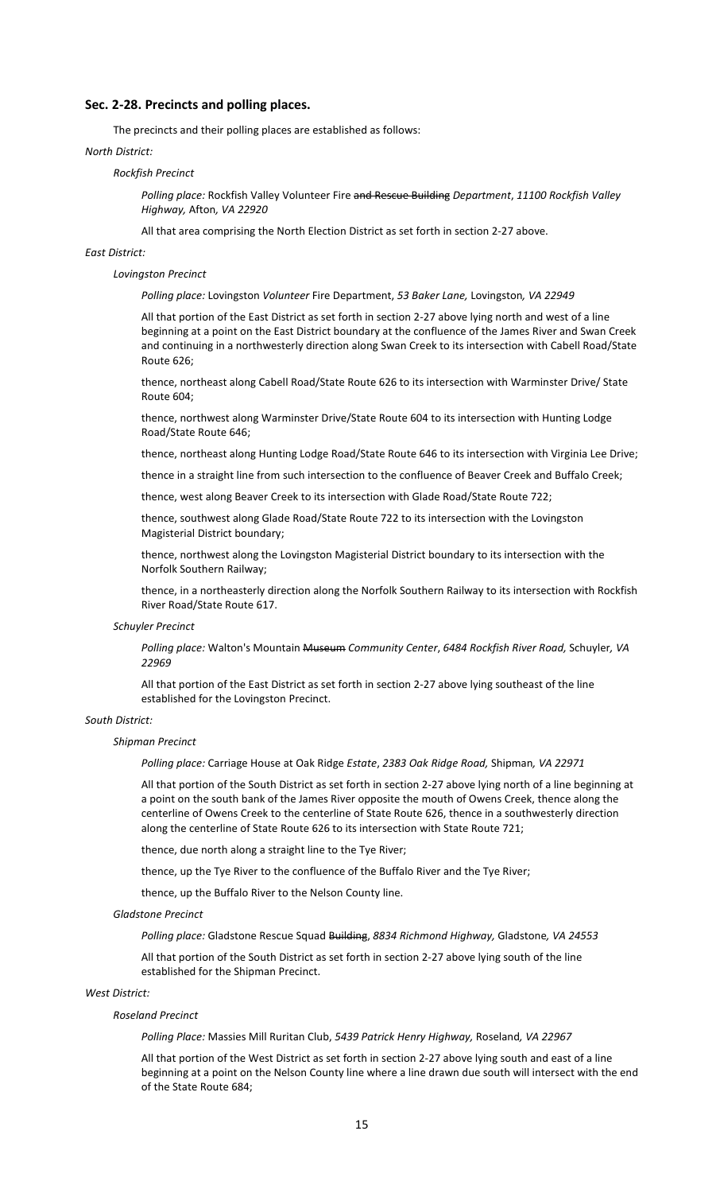### Sec. 2-28. Precincts and polling places.

The precincts and their polling places are established as follows:

*North District:*

*Rockfish Precinct*

*Polling place:* Rockfish Valley Volunteer Fire ~~and Rescue Building~~ *Department*, *11100 Rockfish Valley Highway,* Afton*, VA 22920*

All that area comprising the North Election District as set forth in section 2-27 above.

*East District:*

*Lovingston Precinct*

*Polling place:* Lovingston *Volunteer* Fire Department, *53 Baker Lane,* Lovingston*, VA 22949*

All that portion of the East District as set forth in section 2-27 above lying north and west of a line beginning at a point on the East District boundary at the confluence of the James River and Swan Creek and continuing in a northwesterly direction along Swan Creek to its intersection with Cabell Road/State Route 626;

thence, northeast along Cabell Road/State Route 626 to its intersection with Warminster Drive/ State Route 604;

thence, northwest along Warminster Drive/State Route 604 to its intersection with Hunting Lodge Road/State Route 646;

thence, northeast along Hunting Lodge Road/State Route 646 to its intersection with Virginia Lee Drive;

thence in a straight line from such intersection to the confluence of Beaver Creek and Buffalo Creek;

thence, west along Beaver Creek to its intersection with Glade Road/State Route 722;

thence, southwest along Glade Road/State Route 722 to its intersection with the Lovingston Magisterial District boundary;

thence, northwest along the Lovingston Magisterial District boundary to its intersection with the Norfolk Southern Railway;

thence, in a northeasterly direction along the Norfolk Southern Railway to its intersection with Rockfish River Road/State Route 617.

*Schuyler Precinct*

*Polling place:* Walton's Mountain ~~Museum~~ *Community Center*, *6484 Rockfish River Road,* Schuyler*, VA 22969*

All that portion of the East District as set forth in section 2-27 above lying southeast of the line established for the Lovingston Precinct.

*South District:*

*Shipman Precinct*

*Polling place:* Carriage House at Oak Ridge *Estate*, *2383 Oak Ridge Road,* Shipman*, VA 22971*

All that portion of the South District as set forth in section 2-27 above lying north of a line beginning at a point on the south bank of the James River opposite the mouth of Owens Creek, thence along the centerline of Owens Creek to the centerline of State Route 626, thence in a southwesterly direction along the centerline of State Route 626 to its intersection with State Route 721;

thence, due north along a straight line to the Tye River;

thence, up the Tye River to the confluence of the Buffalo River and the Tye River;

thence, up the Buffalo River to the Nelson County line.

*Gladstone Precinct*

*Polling place:* Gladstone Rescue Squad ~~Building~~, *8834 Richmond Highway,* Gladstone*, VA 24553*

All that portion of the South District as set forth in section 2-27 above lying south of the line established for the Shipman Precinct.

*West District:*

*Roseland Precinct*

*Polling Place:* Massies Mill Ruritan Club, *5439 Patrick Henry Highway,* Roseland*, VA 22967*

All that portion of the West District as set forth in section 2-27 above lying south and east of a line beginning at a point on the Nelson County line where a line drawn due south will intersect with the end of the State Route 684;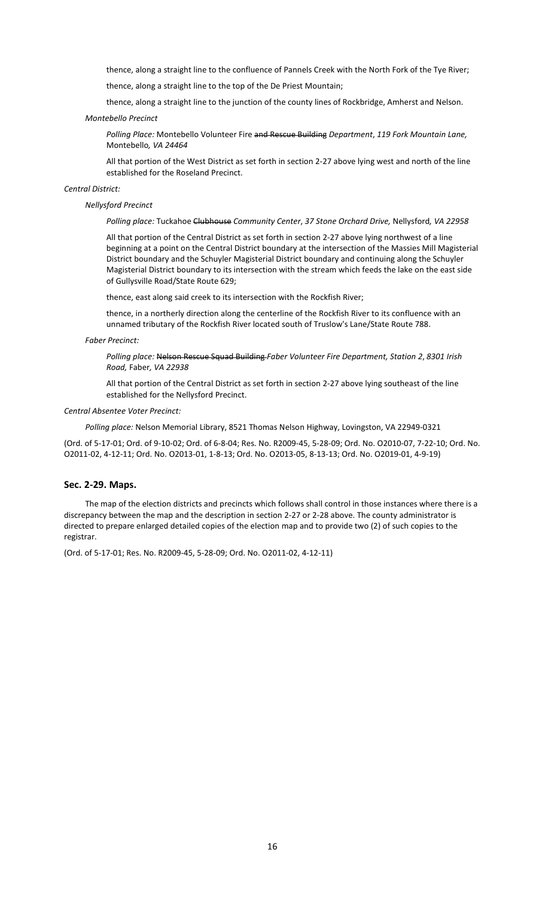thence, along a straight line to the confluence of Pannels Creek with the North Fork of the Tye River;

thence, along a straight line to the top of the De Priest Mountain;

thence, along a straight line to the junction of the county lines of Rockbridge, Amherst and Nelson.

*Montebello Precinct*

*Polling Place:* Montebello Volunteer Fire ~~and Rescue Building~~ *Department*, *119 Fork Mountain Lane,* Montebello*, VA 24464*

All that portion of the West District as set forth in section 2-27 above lying west and north of the line established for the Roseland Precinct.

*Central District:*

*Nellysford Precinct*

*Polling place:* Tuckahoe ~~Clubhouse~~ *Community Center*, *37 Stone Orchard Drive,* Nellysford*, VA 22958*

All that portion of the Central District as set forth in section 2-27 above lying northwest of a line beginning at a point on the Central District boundary at the intersection of the Massies Mill Magisterial District boundary and the Schuyler Magisterial District boundary and continuing along the Schuyler Magisterial District boundary to its intersection with the stream which feeds the lake on the east side of Gullysville Road/State Route 629;

thence, east along said creek to its intersection with the Rockfish River;

thence, in a northerly direction along the centerline of the Rockfish River to its confluence with an unnamed tributary of the Rockfish River located south of Truslow's Lane/State Route 788.

*Faber Precinct:*

*Polling place:* ~~Nelson Rescue Squad Building~~ *Faber Volunteer Fire Department, Station 2*, *8301 Irish Road,* Faber*, VA 22938*

All that portion of the Central District as set forth in section 2-27 above lying southeast of the line established for the Nellysford Precinct.

*Central Absentee Voter Precinct:*

*Polling place:* Nelson Memorial Library, 8521 Thomas Nelson Highway, Lovingston, VA 22949-0321

(Ord. of 5-17-01; Ord. of 9-10-02; Ord. of 6-8-04; Res. No. R2009-45, 5-28-09; Ord. No. O2010-07, 7-22-10; Ord. No. O2011-02, 4-12-11; Ord. No. O2013-01, 1-8-13; Ord. No. O2013-05, 8-13-13; Ord. No. O2019-01, 4-9-19)

### Sec. 2-29. Maps.

The map of the election districts and precincts which follows shall control in those instances where there is a discrepancy between the map and the description in section 2-27 or 2-28 above. The county administrator is directed to prepare enlarged detailed copies of the election map and to provide two (2) of such copies to the registrar.

(Ord. of 5-17-01; Res. No. R2009-45, 5-28-09; Ord. No. O2011-02, 4-12-11)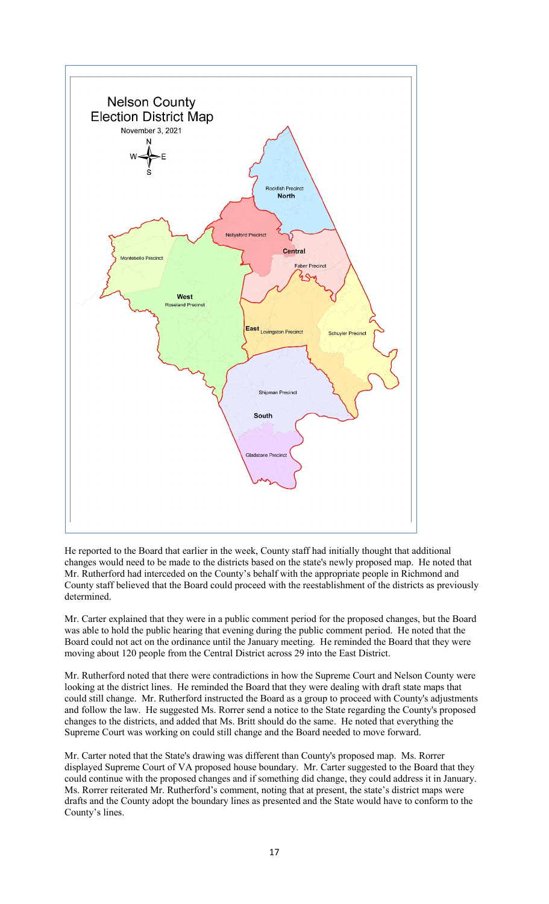Nelson County
Election District Map
November 3, 2021

N
W E
S

Rockfish Precinct
North

Nellysford Precinct

Central

Faber Precinct

Montebello Precinct

West
Roseland Precinct

East Lovingston Precinct

Schuyler Precinct

Shipman Precinct

South

Gladstone Precinct

He reported to the Board that earlier in the week, County staff had initially thought that additional changes would need to be made to the districts based on the state's newly proposed map. He noted that Mr. Rutherford had interceded on the County's behalf with the appropriate people in Richmond and County staff believed that the Board could proceed with the reestablishment of the districts as previously determined.

Mr. Carter explained that they were in a public comment period for the proposed changes, but the Board was able to hold the public hearing that evening during the public comment period. He noted that the Board could not act on the ordinance until the January meeting. He reminded the Board that they were moving about 120 people from the Central District across 29 into the East District.

Mr. Rutherford noted that there were contradictions in how the Supreme Court and Nelson County were looking at the district lines. He reminded the Board that they were dealing with draft state maps that could still change. Mr. Rutherford instructed the Board as a group to proceed with County's adjustments and follow the law. He suggested Ms. Rorrer send a notice to the State regarding the County's proposed changes to the districts, and added that Ms. Britt should do the same. He noted that everything the Supreme Court was working on could still change and the Board needed to move forward.

Mr. Carter noted that the State's drawing was different than County's proposed map. Ms. Rorrer displayed Supreme Court of VA proposed house boundary. Mr. Carter suggested to the Board that they could continue with the proposed changes and if something did change, they could address it in January. Ms. Rorrer reiterated Mr. Rutherford's comment, noting that at present, the state's district maps were drafts and the County adopt the boundary lines as presented and the State would have to conform to the County's lines.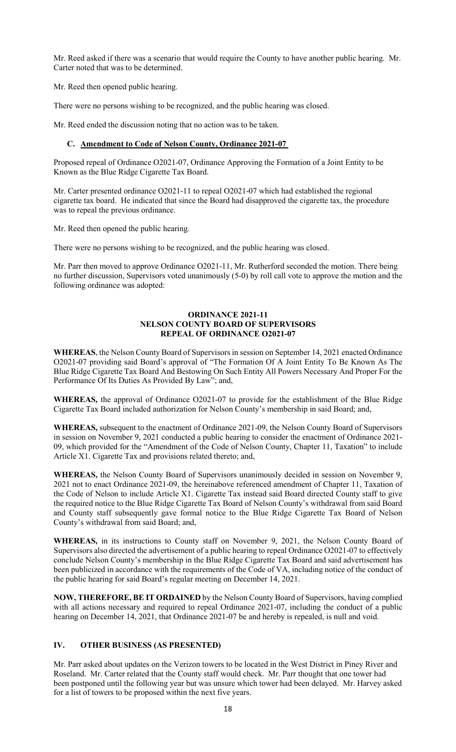Mr. Reed asked if there was a scenario that would require the County to have another public hearing. Mr. Carter noted that was to be determined.

Mr. Reed then opened public hearing.

There were no persons wishing to be recognized, and the public hearing was closed.

Mr. Reed ended the discussion noting that no action was to be taken.

### C. Amendment to Code of Nelson County, Ordinance 2021-07

Proposed repeal of Ordinance O2021-07, Ordinance Approving the Formation of a Joint Entity to be Known as the Blue Ridge Cigarette Tax Board.

Mr. Carter presented ordinance O2021-11 to repeal O2021-07 which had established the regional cigarette tax board. He indicated that since the Board had disapproved the cigarette tax, the procedure was to repeal the previous ordinance.

Mr. Reed then opened the public hearing.

There were no persons wishing to be recognized, and the public hearing was closed.

Mr. Parr then moved to approve Ordinance O2021-11, Mr. Rutherford seconded the motion. There being no further discussion, Supervisors voted unanimously (5-0) by roll call vote to approve the motion and the following ordinance was adopted:

**ORDINANCE 2021-11**
**NELSON COUNTY BOARD OF SUPERVISORS**
**REPEAL OF ORDINANCE O2021-07**

**WHEREAS**, the Nelson County Board of Supervisors in session on September 14, 2021 enacted Ordinance O2021-07 providing said Board's approval of "The Formation Of A Joint Entity To Be Known As The Blue Ridge Cigarette Tax Board And Bestowing On Such Entity All Powers Necessary And Proper For the Performance Of Its Duties As Provided By Law"; and,

**WHEREAS,** the approval of Ordinance O2021-07 to provide for the establishment of the Blue Ridge Cigarette Tax Board included authorization for Nelson County's membership in said Board; and,

**WHEREAS,** subsequent to the enactment of Ordinance 2021-09, the Nelson County Board of Supervisors in session on November 9, 2021 conducted a public hearing to consider the enactment of Ordinance 2021-09, which provided for the "Amendment of the Code of Nelson County, Chapter 11, Taxation" to include Article X1. Cigarette Tax and provisions related thereto; and,

**WHEREAS,** the Nelson County Board of Supervisors unanimously decided in session on November 9, 2021 not to enact Ordinance 2021-09, the hereinabove referenced amendment of Chapter 11, Taxation of the Code of Nelson to include Article X1. Cigarette Tax instead said Board directed County staff to give the required notice to the Blue Ridge Cigarette Tax Board of Nelson County's withdrawal from said Board and County staff subsequently gave formal notice to the Blue Ridge Cigarette Tax Board of Nelson County's withdrawal from said Board; and,

**WHEREAS,** in its instructions to County staff on November 9, 2021, the Nelson County Board of Supervisors also directed the advertisement of a public hearing to repeal Ordinance O2021-07 to effectively conclude Nelson County's membership in the Blue Ridge Cigarette Tax Board and said advertisement has been publicized in accordance with the requirements of the Code of VA, including notice of the conduct of the public hearing for said Board's regular meeting on December 14, 2021.

**NOW, THEREFORE, BE IT ORDAINED** by the Nelson County Board of Supervisors, having complied with all actions necessary and required to repeal Ordinance 2021-07, including the conduct of a public hearing on December 14, 2021, that Ordinance 2021-07 be and hereby is repealed, is null and void.

## IV. OTHER BUSINESS (AS PRESENTED)

Mr. Parr asked about updates on the Verizon towers to be located in the West District in Piney River and Roseland. Mr. Carter related that the County staff would check. Mr. Parr thought that one tower had been postponed until the following year but was unsure which tower had been delayed. Mr. Harvey asked for a list of towers to be proposed within the next five years.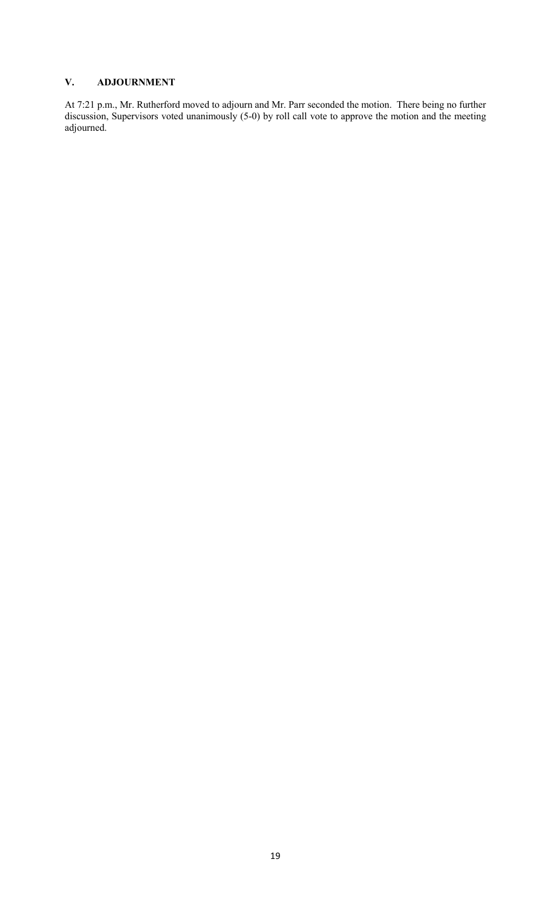## V. ADJOURNMENT

At 7:21 p.m., Mr. Rutherford moved to adjourn and Mr. Parr seconded the motion. There being no further discussion, Supervisors voted unanimously (5-0) by roll call vote to approve the motion and the meeting adjourned.